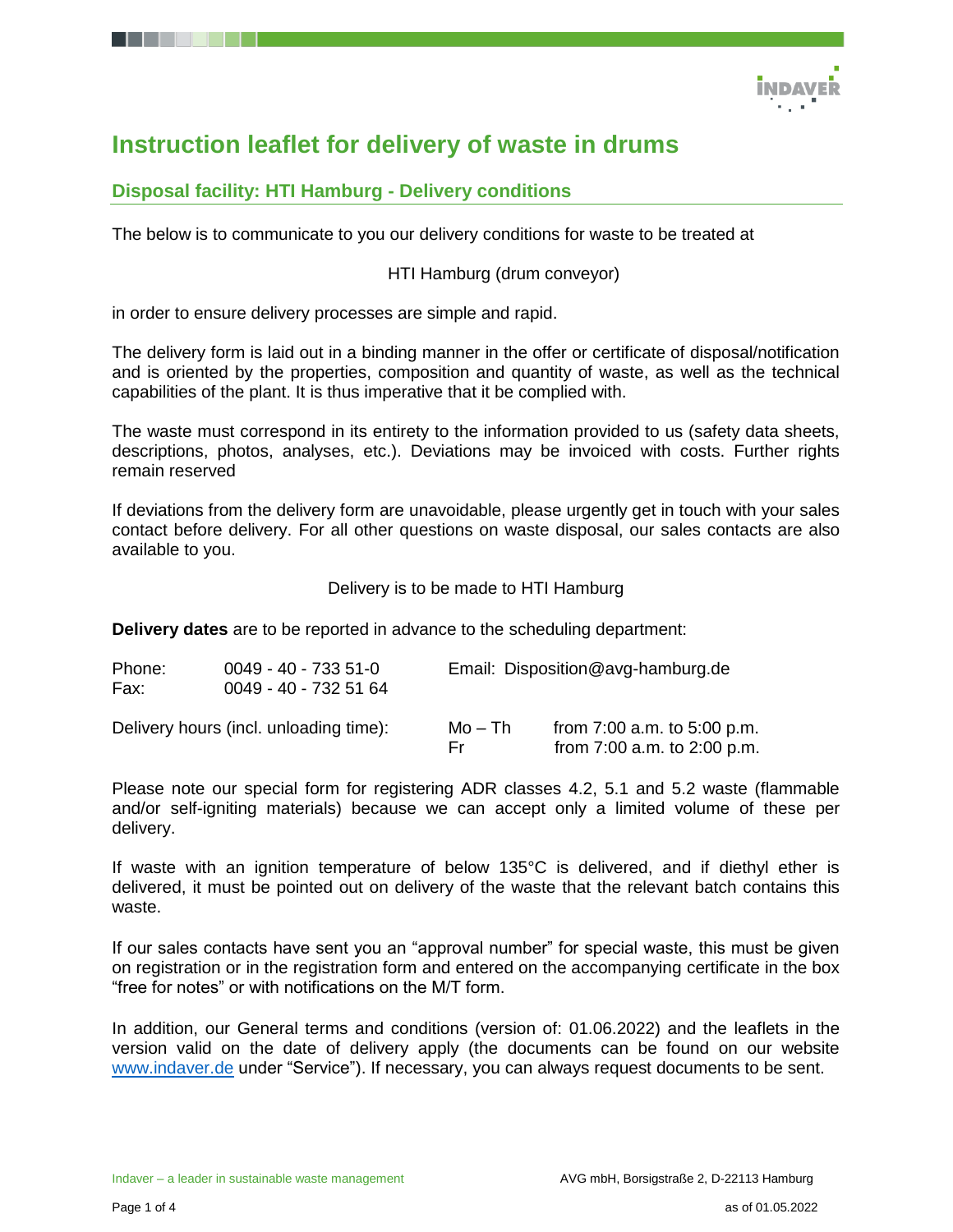# Instruction leaflet for delivery of waste in drums

## Disposal facility: HTI Hamburg - Delivery conditions

The below is to communicate to you our delivery conditions for waste to be treated at

HTI Hamburg (drum conveyor)

in order to ensure delivery processes are simple and rapid.

The delivery form is laid out in a binding manner in the offer or certificate of disposal/notification and is oriented by the properties, composition and quantity of waste, as well as the technical capabilities of the plant. It is thus imperative that it be complied with.

The waste must correspond in its entirety to the information provided to us (safety data sheets, descriptions, photos, analyses, etc.). Deviations may be invoiced with costs. Further rights remain reserved

If deviations from the delivery form are unavoidable, please urgently get in touch with your sales contact before delivery. For all other questions on waste disposal, our sales contacts are also available to you.

Delivery is to be made to HTI Hamburg

**Delivery dates** are to be reported in advance to the scheduling department:

Phone: 0049 - 40 - 733 51-0  
Fax: 0049 - 40 - 732 51 64  
Email: Disposition@avg-hamburg.de

| Delivery hours (incl. unloading time): | | |
|---|---|---|
| | Mo – Th | from 7:00 a.m. to 5:00 p.m. |
| | Fr | from 7:00 a.m. to 2:00 p.m. |

Please note our special form for registering ADR classes 4.2, 5.1 and 5.2 waste (flammable and/or self-igniting materials) because we can accept only a limited volume of these per delivery.

If waste with an ignition temperature of below 135°C is delivered, and if diethyl ether is delivered, it must be pointed out on delivery of the waste that the relevant batch contains this waste.

If our sales contacts have sent you an "approval number" for special waste, this must be given on registration or in the registration form and entered on the accompanying certificate in the box "free for notes" or with notifications on the M/T form.

In addition, our General terms and conditions (version of: 01.06.2022) and the leaflets in the version valid on the date of delivery apply (the documents can be found on our website www.indaver.de under "Service"). If necessary, you can always request documents to be sent.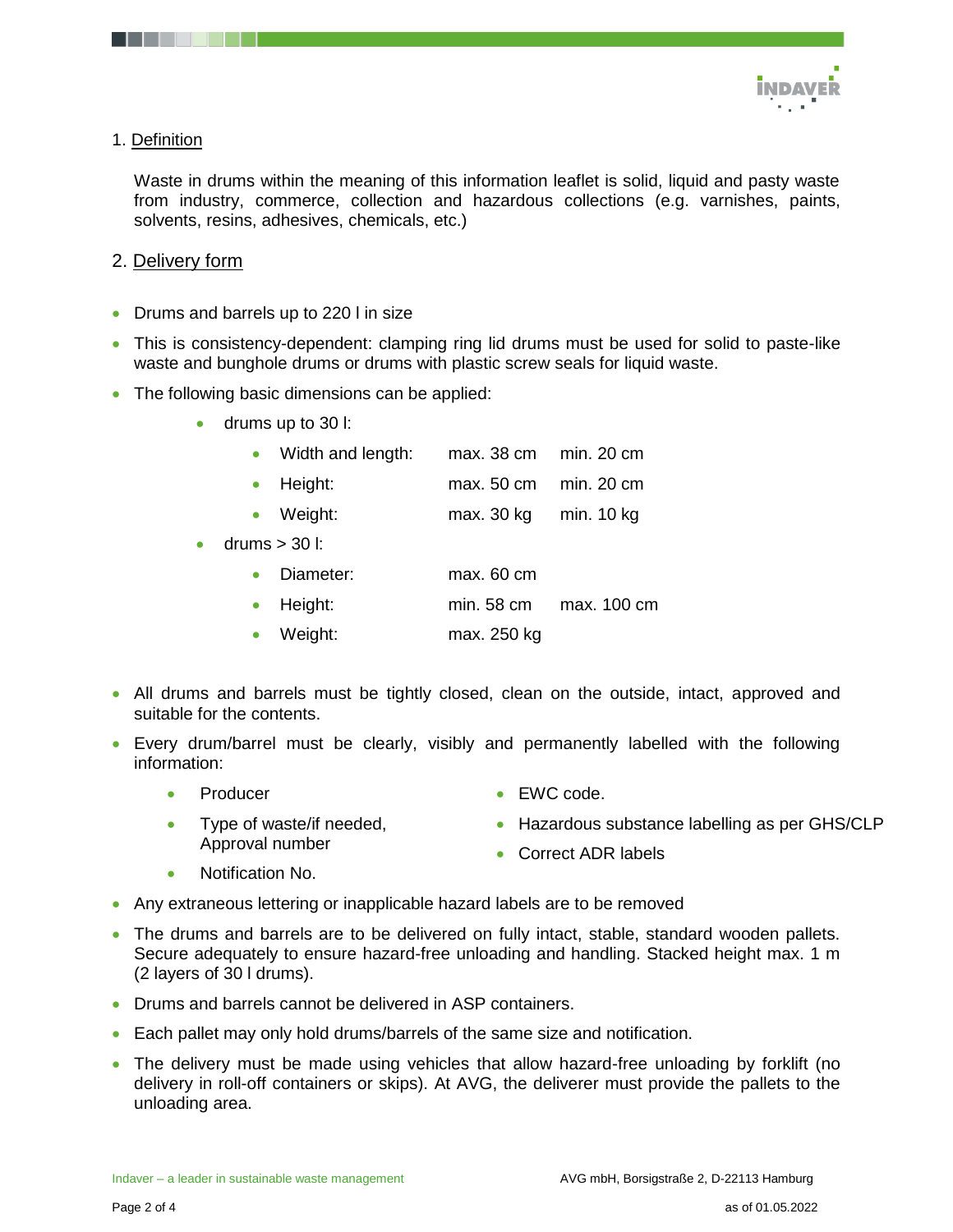## 1. Definition

Waste in drums within the meaning of this information leaflet is solid, liquid and pasty waste from industry, commerce, collection and hazardous collections (e.g. varnishes, paints, solvents, resins, adhesives, chemicals, etc.)

## 2. Delivery form

- Drums and barrels up to 220 l in size
- This is consistency-dependent: clamping ring lid drums must be used for solid to paste-like waste and bunghole drums or drums with plastic screw seals for liquid waste.
- The following basic dimensions can be applied:
  - drums up to 30 l:
    - Width and length: max. 38 cm min. 20 cm
    - Height: max. 50 cm min. 20 cm
    - Weight: max. 30 kg min. 10 kg
  - drums > 30 l:
    - Diameter: max. 60 cm
    - Height: min. 58 cm max. 100 cm
    - Weight: max. 250 kg
- All drums and barrels must be tightly closed, clean on the outside, intact, approved and suitable for the contents.
- Every drum/barrel must be clearly, visibly and permanently labelled with the following information:
  - Producer
  - Type of waste/if needed, Approval number
  - Notification No.
  - EWC code.
  - Hazardous substance labelling as per GHS/CLP
  - Correct ADR labels
- Any extraneous lettering or inapplicable hazard labels are to be removed
- The drums and barrels are to be delivered on fully intact, stable, standard wooden pallets. Secure adequately to ensure hazard-free unloading and handling. Stacked height max. 1 m (2 layers of 30 l drums).
- Drums and barrels cannot be delivered in ASP containers.
- Each pallet may only hold drums/barrels of the same size and notification.
- The delivery must be made using vehicles that allow hazard-free unloading by forklift (no delivery in roll-off containers or skips). At AVG, the deliverer must provide the pallets to the unloading area.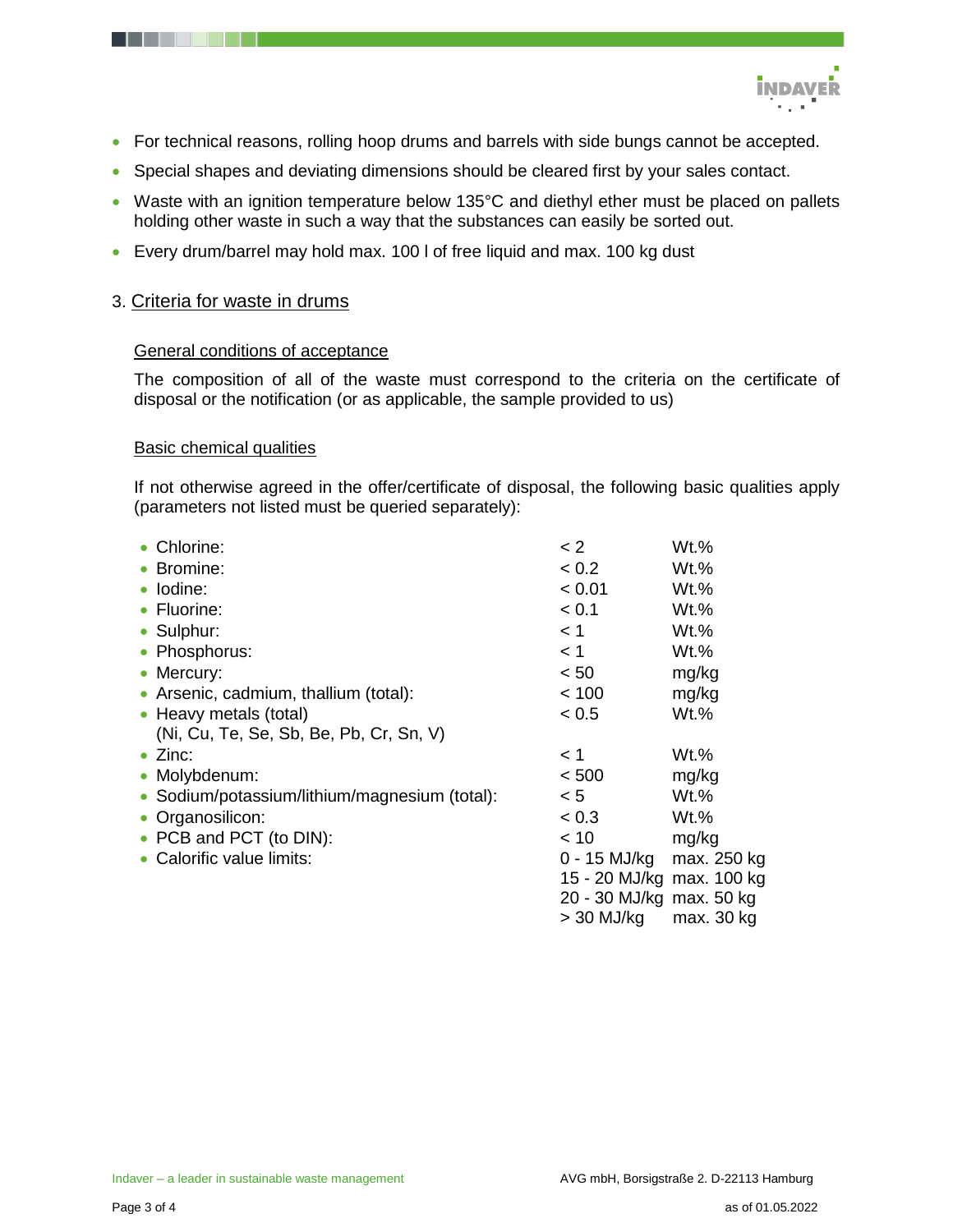- For technical reasons, rolling hoop drums and barrels with side bungs cannot be accepted.
- Special shapes and deviating dimensions should be cleared first by your sales contact.
- Waste with an ignition temperature below 135°C and diethyl ether must be placed on pallets holding other waste in such a way that the substances can easily be sorted out.
- Every drum/barrel may hold max. 100 l of free liquid and max. 100 kg dust

## 3. Criteria for waste in drums

### General conditions of acceptance

The composition of all of the waste must correspond to the criteria on the certificate of disposal or the notification (or as applicable, the sample provided to us)

### Basic chemical qualities

If not otherwise agreed in the offer/certificate of disposal, the following basic qualities apply (parameters not listed must be queried separately):

| Parameter | Limit | Unit |
|---|---|---|
| • Chlorine: | < 2 | Wt.% |
| • Bromine: | < 0.2 | Wt.% |
| • Iodine: | < 0.01 | Wt.% |
| • Fluorine: | < 0.1 | Wt.% |
| • Sulphur: | < 1 | Wt.% |
| • Phosphorus: | < 1 | Wt.% |
| • Mercury: | < 50 | mg/kg |
| • Arsenic, cadmium, thallium (total): | < 100 | mg/kg |
| • Heavy metals (total) (Ni, Cu, Te, Se, Sb, Be, Pb, Cr, Sn, V) | < 0.5 | Wt.% |
| • Zinc: | < 1 | Wt.% |
| • Molybdenum: | < 500 | mg/kg |
| • Sodium/potassium/lithium/magnesium (total): | < 5 | Wt.% |
| • Organosilicon: | < 0.3 | Wt.% |
| • PCB and PCT (to DIN): | < 10 | mg/kg |
| • Calorific value limits: | 0 - 15 MJ/kg | max. 250 kg |
| | 15 - 20 MJ/kg | max. 100 kg |
| | 20 - 30 MJ/kg | max. 50 kg |
| | > 30 MJ/kg | max. 30 kg |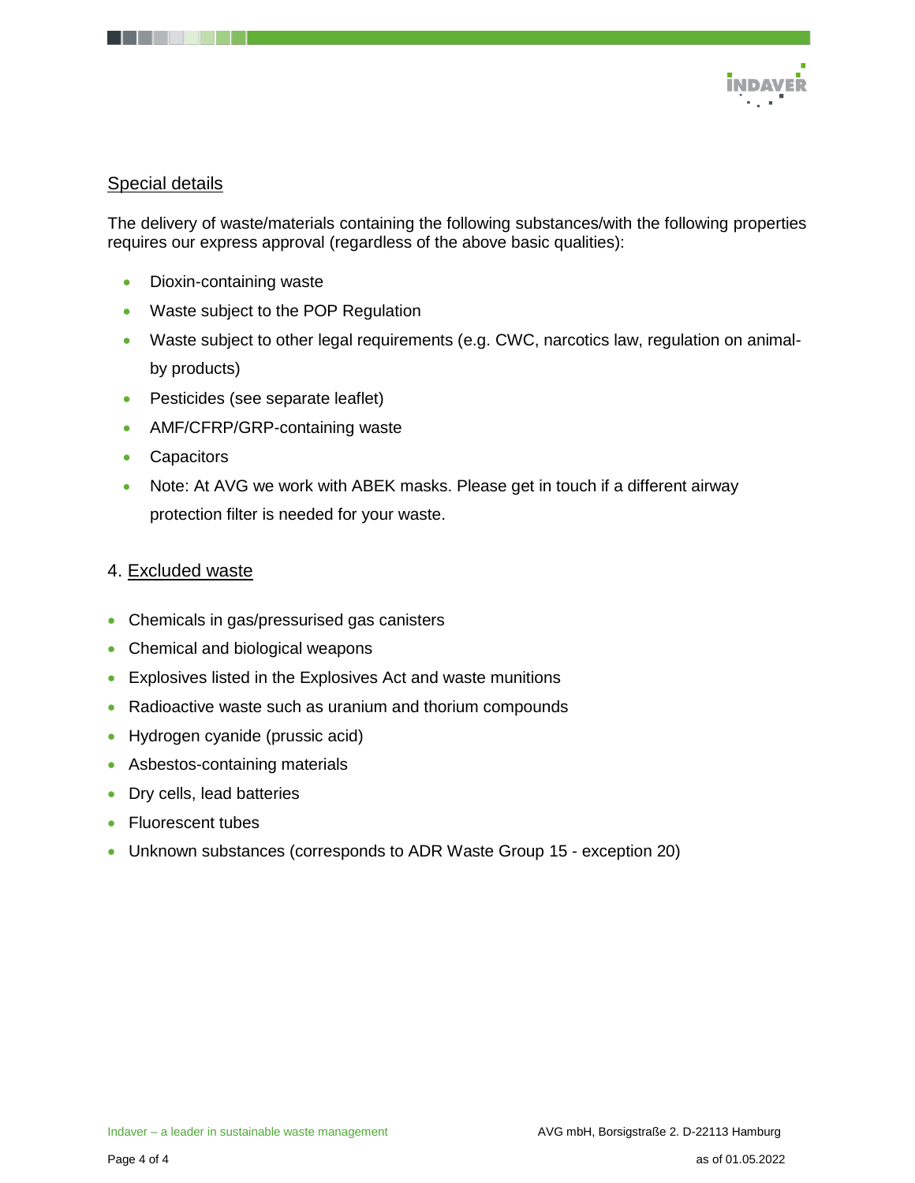## Special details

The delivery of waste/materials containing the following substances/with the following properties requires our express approval (regardless of the above basic qualities):

- Dioxin-containing waste
- Waste subject to the POP Regulation
- Waste subject to other legal requirements (e.g. CWC, narcotics law, regulation on animal-by products)
- Pesticides (see separate leaflet)
- AMF/CFRP/GRP-containing waste
- Capacitors
- Note: At AVG we work with ABEK masks. Please get in touch if a different airway protection filter is needed for your waste.

## 4. Excluded waste

- Chemicals in gas/pressurised gas canisters
- Chemical and biological weapons
- Explosives listed in the Explosives Act and waste munitions
- Radioactive waste such as uranium and thorium compounds
- Hydrogen cyanide (prussic acid)
- Asbestos-containing materials
- Dry cells, lead batteries
- Fluorescent tubes
- Unknown substances (corresponds to ADR Waste Group 15 - exception 20)